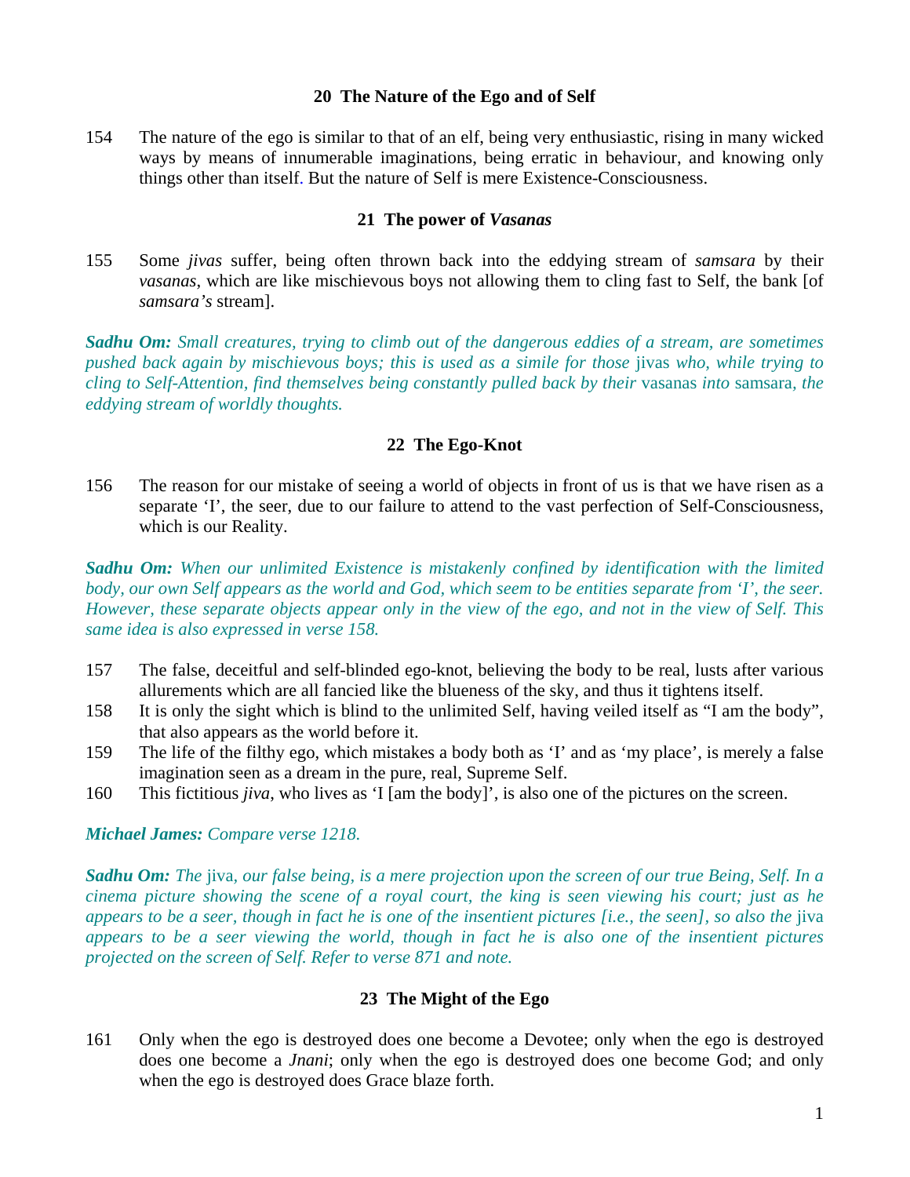### 20 The Nature of the Ego and of Self

154 The nature of the ego is similar to that of an elf, being very enthusiastic, rising in many wicked ways by means of innumerable imaginations, being erratic in behaviour, and knowing only things other than itself. But the nature of Self is mere Existence-Consciousness.

### 21 The power of *Vasanas*

155 Some *jivas* suffer, being often thrown back into the eddying stream of *samsara* by their *vasanas*, which are like mischievous boys not allowing them to cling fast to Self, the bank [of *samsara's* stream].

***Sadhu Om:*** *Small creatures, trying to climb out of the dangerous eddies of a stream, are sometimes pushed back again by mischievous boys; this is used as a simile for those* jivas *who, while trying to cling to Self-Attention, find themselves being constantly pulled back by their* vasanas *into* samsara, *the eddying stream of worldly thoughts.*

### 22 The Ego-Knot

156 The reason for our mistake of seeing a world of objects in front of us is that we have risen as a separate 'I', the seer, due to our failure to attend to the vast perfection of Self-Consciousness, which is our Reality.

***Sadhu Om:*** *When our unlimited Existence is mistakenly confined by identification with the limited body, our own Self appears as the world and God, which seem to be entities separate from 'I', the seer. However, these separate objects appear only in the view of the ego, and not in the view of Self. This same idea is also expressed in verse 158.*

157 The false, deceitful and self-blinded ego-knot, believing the body to be real, lusts after various allurements which are all fancied like the blueness of the sky, and thus it tightens itself.

158 It is only the sight which is blind to the unlimited Self, having veiled itself as "I am the body", that also appears as the world before it.

159 The life of the filthy ego, which mistakes a body both as 'I' and as 'my place', is merely a false imagination seen as a dream in the pure, real, Supreme Self.

160 This fictitious *jiva*, who lives as 'I [am the body]', is also one of the pictures on the screen.

***Michael James:*** *Compare verse 1218.*

***Sadhu Om:*** *The* jiva, *our false being, is a mere projection upon the screen of our true Being, Self. In a cinema picture showing the scene of a royal court, the king is seen viewing his court; just as he appears to be a seer, though in fact he is one of the insentient pictures [i.e., the seen], so also the* jiva *appears to be a seer viewing the world, though in fact he is also one of the insentient pictures projected on the screen of Self. Refer to verse 871 and note.*

### 23 The Might of the Ego

161 Only when the ego is destroyed does one become a Devotee; only when the ego is destroyed does one become a *Jnani*; only when the ego is destroyed does one become God; and only when the ego is destroyed does Grace blaze forth.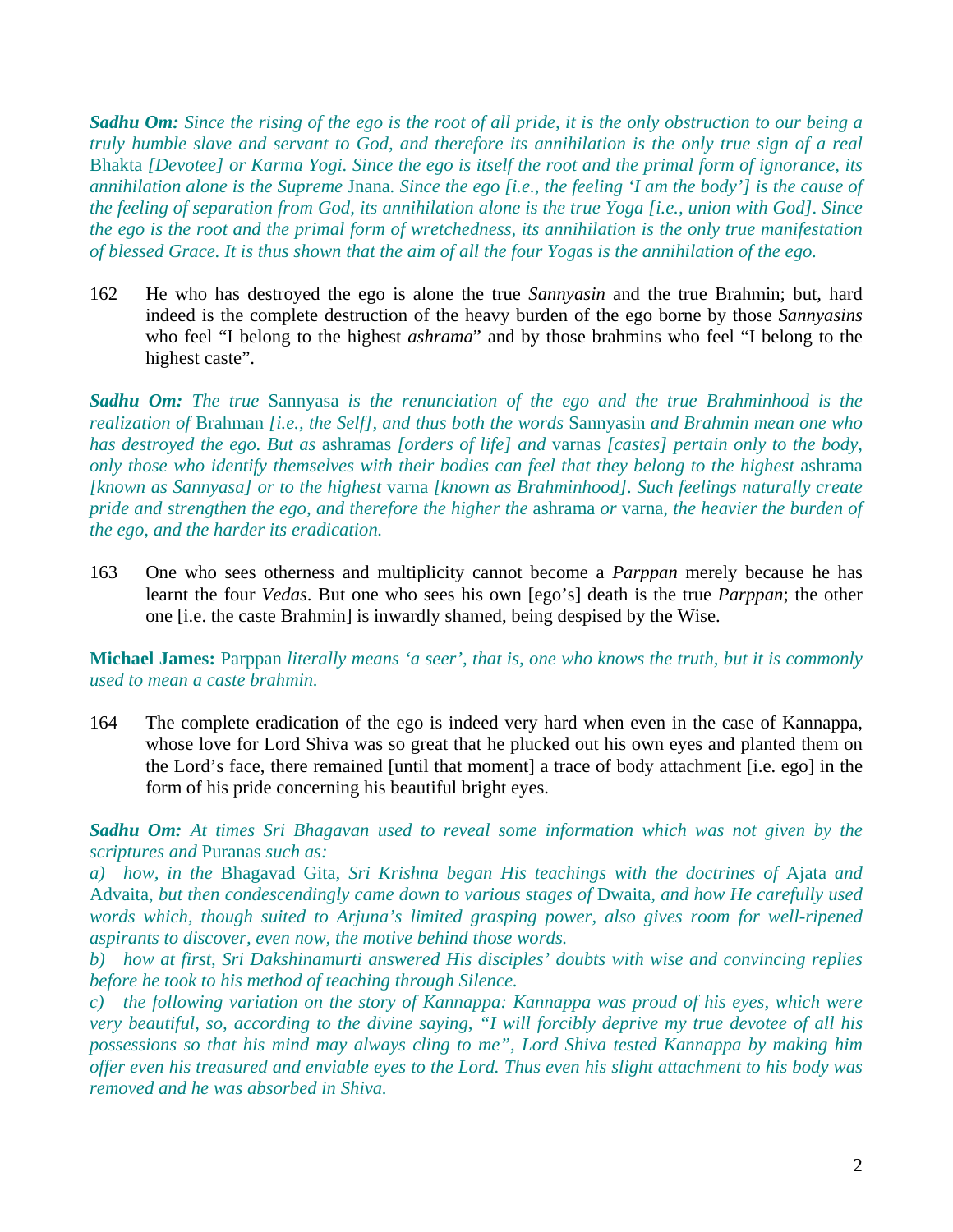***Sadhu Om:** Since the rising of the ego is the root of all pride, it is the only obstruction to our being a truly humble slave and servant to God, and therefore its annihilation is the only true sign of a real* Bhakta *[Devotee] or Karma Yogi. Since the ego is itself the root and the primal form of ignorance, its annihilation alone is the Supreme* Jnana*. Since the ego [i.e., the feeling 'I am the body'] is the cause of the feeling of separation from God, its annihilation alone is the true Yoga [i.e., union with God]. Since the ego is the root and the primal form of wretchedness, its annihilation is the only true manifestation of blessed Grace. It is thus shown that the aim of all the four Yogas is the annihilation of the ego.*

162 He who has destroyed the ego is alone the true *Sannyasin* and the true Brahmin; but, hard indeed is the complete destruction of the heavy burden of the ego borne by those *Sannyasins* who feel "I belong to the highest *ashrama*" and by those brahmins who feel "I belong to the highest caste".

***Sadhu Om:** The true* Sannyasa *is the renunciation of the ego and the true Brahminhood is the realization of* Brahman *[i.e., the Self], and thus both the words* Sannyasin *and Brahmin mean one who has destroyed the ego. But as* ashramas *[orders of life] and* varnas *[castes] pertain only to the body, only those who identify themselves with their bodies can feel that they belong to the highest* ashrama *[known as Sannyasa] or to the highest* varna *[known as Brahminhood]. Such feelings naturally create pride and strengthen the ego, and therefore the higher the* ashrama *or* varna*, the heavier the burden of the ego, and the harder its eradication.*

163 One who sees otherness and multiplicity cannot become a *Parppan* merely because he has learnt the four *Vedas*. But one who sees his own [ego's] death is the true *Parppan*; the other one [i.e. the caste Brahmin] is inwardly shamed, being despised by the Wise.

**Michael James:** Parppan *literally means 'a seer', that is, one who knows the truth, but it is commonly used to mean a caste brahmin.*

164 The complete eradication of the ego is indeed very hard when even in the case of Kannappa, whose love for Lord Shiva was so great that he plucked out his own eyes and planted them on the Lord's face, there remained [until that moment] a trace of body attachment [i.e. ego] in the form of his pride concerning his beautiful bright eyes.

***Sadhu Om:** At times Sri Bhagavan used to reveal some information which was not given by the scriptures and* Puranas *such as:*

*a) how, in the* Bhagavad Gita*, Sri Krishna began His teachings with the doctrines of* Ajata *and* Advaita*, but then condescendingly came down to various stages of* Dwaita*, and how He carefully used words which, though suited to Arjuna's limited grasping power, also gives room for well-ripened aspirants to discover, even now, the motive behind those words.*

*b) how at first, Sri Dakshinamurti answered His disciples' doubts with wise and convincing replies before he took to his method of teaching through Silence.*

*c) the following variation on the story of Kannappa: Kannappa was proud of his eyes, which were very beautiful, so, according to the divine saying, "I will forcibly deprive my true devotee of all his possessions so that his mind may always cling to me", Lord Shiva tested Kannappa by making him offer even his treasured and enviable eyes to the Lord. Thus even his slight attachment to his body was removed and he was absorbed in Shiva.*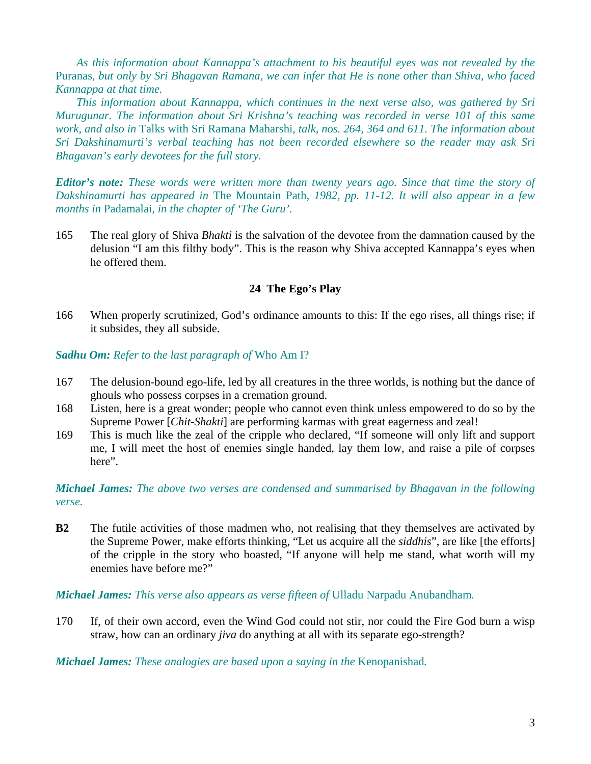*As this information about Kannappa's attachment to his beautiful eyes was not revealed by the* Puranas*, but only by Sri Bhagavan Ramana, we can infer that He is none other than Shiva, who faced Kannappa at that time.*

*This information about Kannappa, which continues in the next verse also, was gathered by Sri Murugunar. The information about Sri Krishna's teaching was recorded in verse 101 of this same work, and also in* Talks with Sri Ramana Maharshi*, talk, nos. 264, 364 and 611. The information about Sri Dakshinamurti's verbal teaching has not been recorded elsewhere so the reader may ask Sri Bhagavan's early devotees for the full story.*

***Editor's note:*** *These words were written more than twenty years ago. Since that time the story of Dakshinamurti has appeared in* The Mountain Path*, 1982, pp. 11-12. It will also appear in a few months in* Padamalai*, in the chapter of 'The Guru'.*

165 The real glory of Shiva *Bhakti* is the salvation of the devotee from the damnation caused by the delusion "I am this filthy body". This is the reason why Shiva accepted Kannappa's eyes when he offered them.

### 24 The Ego's Play

166 When properly scrutinized, God's ordinance amounts to this: If the ego rises, all things rise; if it subsides, they all subside.

***Sadhu Om:*** *Refer to the last paragraph of* Who Am I?

167 The delusion-bound ego-life, led by all creatures in the three worlds, is nothing but the dance of ghouls who possess corpses in a cremation ground.

168 Listen, here is a great wonder; people who cannot even think unless empowered to do so by the Supreme Power [*Chit-Shakti*] are performing karmas with great eagerness and zeal!

169 This is much like the zeal of the cripple who declared, "If someone will only lift and support me, I will meet the host of enemies single handed, lay them low, and raise a pile of corpses here".

***Michael James:*** *The above two verses are condensed and summarised by Bhagavan in the following verse.*

**B2** The futile activities of those madmen who, not realising that they themselves are activated by the Supreme Power, make efforts thinking, "Let us acquire all the *siddhis*", are like [the efforts] of the cripple in the story who boasted, "If anyone will help me stand, what worth will my enemies have before me?"

***Michael James:*** *This verse also appears as verse fifteen of* Ulladu Narpadu Anubandham*.*

170 If, of their own accord, even the Wind God could not stir, nor could the Fire God burn a wisp straw, how can an ordinary *jiva* do anything at all with its separate ego-strength?

***Michael James:*** *These analogies are based upon a saying in the* Kenopanishad*.*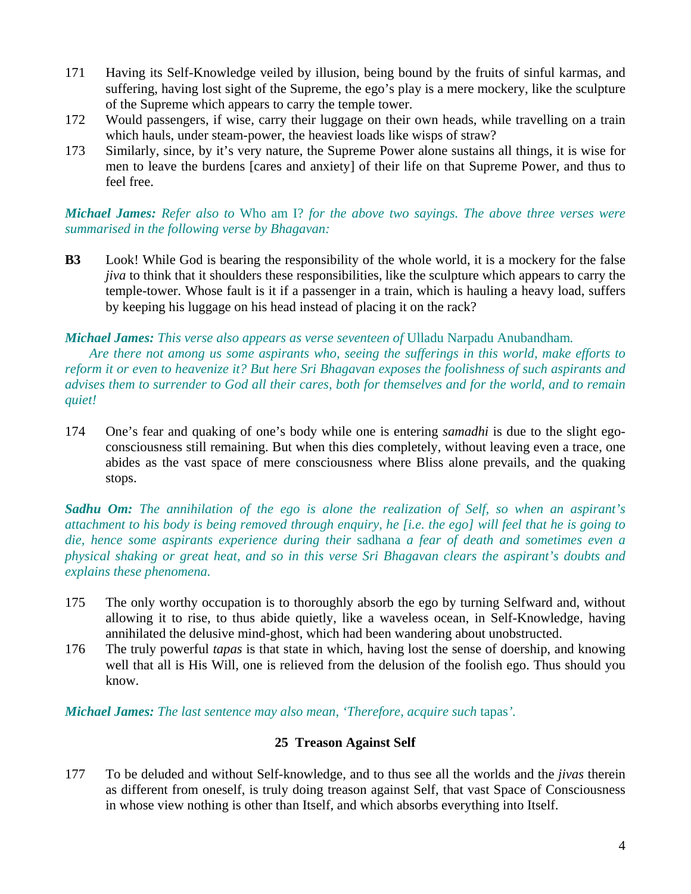171 Having its Self-Knowledge veiled by illusion, being bound by the fruits of sinful karmas, and suffering, having lost sight of the Supreme, the ego's play is a mere mockery, like the sculpture of the Supreme which appears to carry the temple tower.

172 Would passengers, if wise, carry their luggage on their own heads, while travelling on a train which hauls, under steam-power, the heaviest loads like wisps of straw?

173 Similarly, since, by it's very nature, the Supreme Power alone sustains all things, it is wise for men to leave the burdens [cares and anxiety] of their life on that Supreme Power, and thus to feel free.

***Michael James:*** *Refer also to* Who am I? *for the above two sayings. The above three verses were summarised in the following verse by Bhagavan:*

**B3** Look! While God is bearing the responsibility of the whole world, it is a mockery for the false *jiva* to think that it shoulders these responsibilities, like the sculpture which appears to carry the temple-tower. Whose fault is it if a passenger in a train, which is hauling a heavy load, suffers by keeping his luggage on his head instead of placing it on the rack?

***Michael James:*** *This verse also appears as verse seventeen of* Ulladu Narpadu Anubandham*.*

*Are there not among us some aspirants who, seeing the sufferings in this world, make efforts to reform it or even to heavenize it? But here Sri Bhagavan exposes the foolishness of such aspirants and advises them to surrender to God all their cares, both for themselves and for the world, and to remain quiet!*

174 One's fear and quaking of one's body while one is entering *samadhi* is due to the slight ego-consciousness still remaining. But when this dies completely, without leaving even a trace, one abides as the vast space of mere consciousness where Bliss alone prevails, and the quaking stops.

***Sadhu Om:*** *The annihilation of the ego is alone the realization of Self, so when an aspirant's attachment to his body is being removed through enquiry, he [i.e. the ego] will feel that he is going to die, hence some aspirants experience during their* sadhana *a fear of death and sometimes even a physical shaking or great heat, and so in this verse Sri Bhagavan clears the aspirant's doubts and explains these phenomena.*

175 The only worthy occupation is to thoroughly absorb the ego by turning Selfward and, without allowing it to rise, to thus abide quietly, like a waveless ocean, in Self-Knowledge, having annihilated the delusive mind-ghost, which had been wandering about unobstructed.

176 The truly powerful *tapas* is that state in which, having lost the sense of doership, and knowing well that all is His Will, one is relieved from the delusion of the foolish ego. Thus should you know.

***Michael James:*** *The last sentence may also mean, 'Therefore, acquire such* tapas*'.*

## 25 Treason Against Self

177 To be deluded and without Self-knowledge, and to thus see all the worlds and the *jivas* therein as different from oneself, is truly doing treason against Self, that vast Space of Consciousness in whose view nothing is other than Itself, and which absorbs everything into Itself.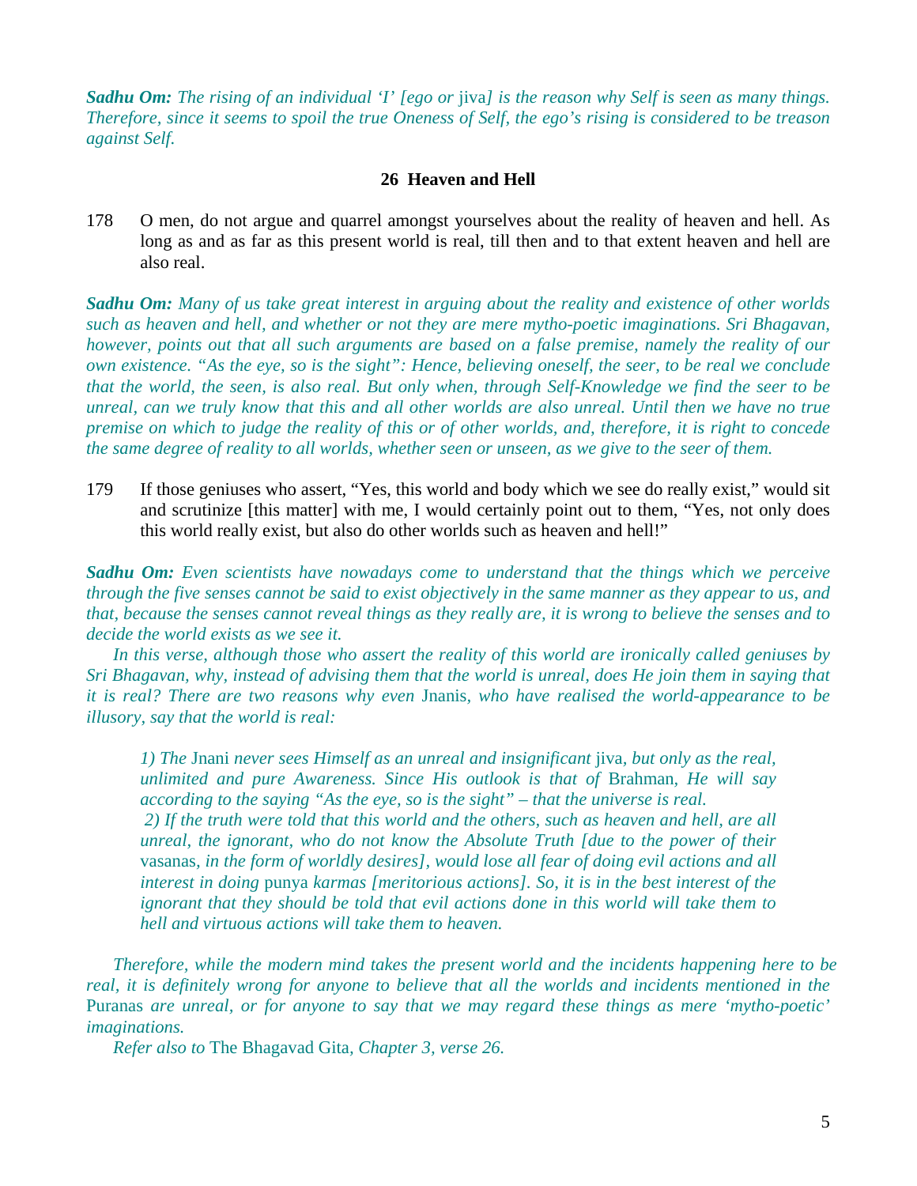***Sadhu Om:*** *The rising of an individual 'I' [ego or* jiva*] is the reason why Self is seen as many things. Therefore, since it seems to spoil the true Oneness of Self, the ego's rising is considered to be treason against Self.*

## 26 Heaven and Hell

178 O men, do not argue and quarrel amongst yourselves about the reality of heaven and hell. As long as and as far as this present world is real, till then and to that extent heaven and hell are also real.

***Sadhu Om:*** *Many of us take great interest in arguing about the reality and existence of other worlds such as heaven and hell, and whether or not they are mere mytho-poetic imaginations. Sri Bhagavan, however, points out that all such arguments are based on a false premise, namely the reality of our own existence. "As the eye, so is the sight": Hence, believing oneself, the seer, to be real we conclude that the world, the seen, is also real. But only when, through Self-Knowledge we find the seer to be unreal, can we truly know that this and all other worlds are also unreal. Until then we have no true premise on which to judge the reality of this or of other worlds, and, therefore, it is right to concede the same degree of reality to all worlds, whether seen or unseen, as we give to the seer of them.*

179 If those geniuses who assert, "Yes, this world and body which we see do really exist," would sit and scrutinize [this matter] with me, I would certainly point out to them, "Yes, not only does this world really exist, but also do other worlds such as heaven and hell!"

***Sadhu Om:*** *Even scientists have nowadays come to understand that the things which we perceive through the five senses cannot be said to exist objectively in the same manner as they appear to us, and that, because the senses cannot reveal things as they really are, it is wrong to believe the senses and to decide the world exists as we see it.*

*In this verse, although those who assert the reality of this world are ironically called geniuses by Sri Bhagavan, why, instead of advising them that the world is unreal, does He join them in saying that it is real? There are two reasons why even* Jnanis*, who have realised the world-appearance to be illusory, say that the world is real:*

> *1) The* Jnani *never sees Himself as an unreal and insignificant* jiva*, but only as the real, unlimited and pure Awareness. Since His outlook is that of* Brahman*, He will say according to the saying "As the eye, so is the sight" – that the universe is real.*
>
> *2) If the truth were told that this world and the others, such as heaven and hell, are all unreal, the ignorant, who do not know the Absolute Truth [due to the power of their* vasanas*, in the form of worldly desires], would lose all fear of doing evil actions and all interest in doing* punya *karmas [meritorious actions]. So, it is in the best interest of the ignorant that they should be told that evil actions done in this world will take them to hell and virtuous actions will take them to heaven.*

*Therefore, while the modern mind takes the present world and the incidents happening here to be real, it is definitely wrong for anyone to believe that all the worlds and incidents mentioned in the* Puranas *are unreal, or for anyone to say that we may regard these things as mere 'mytho-poetic' imaginations.*

*Refer also to* The Bhagavad Gita*, Chapter 3, verse 26.*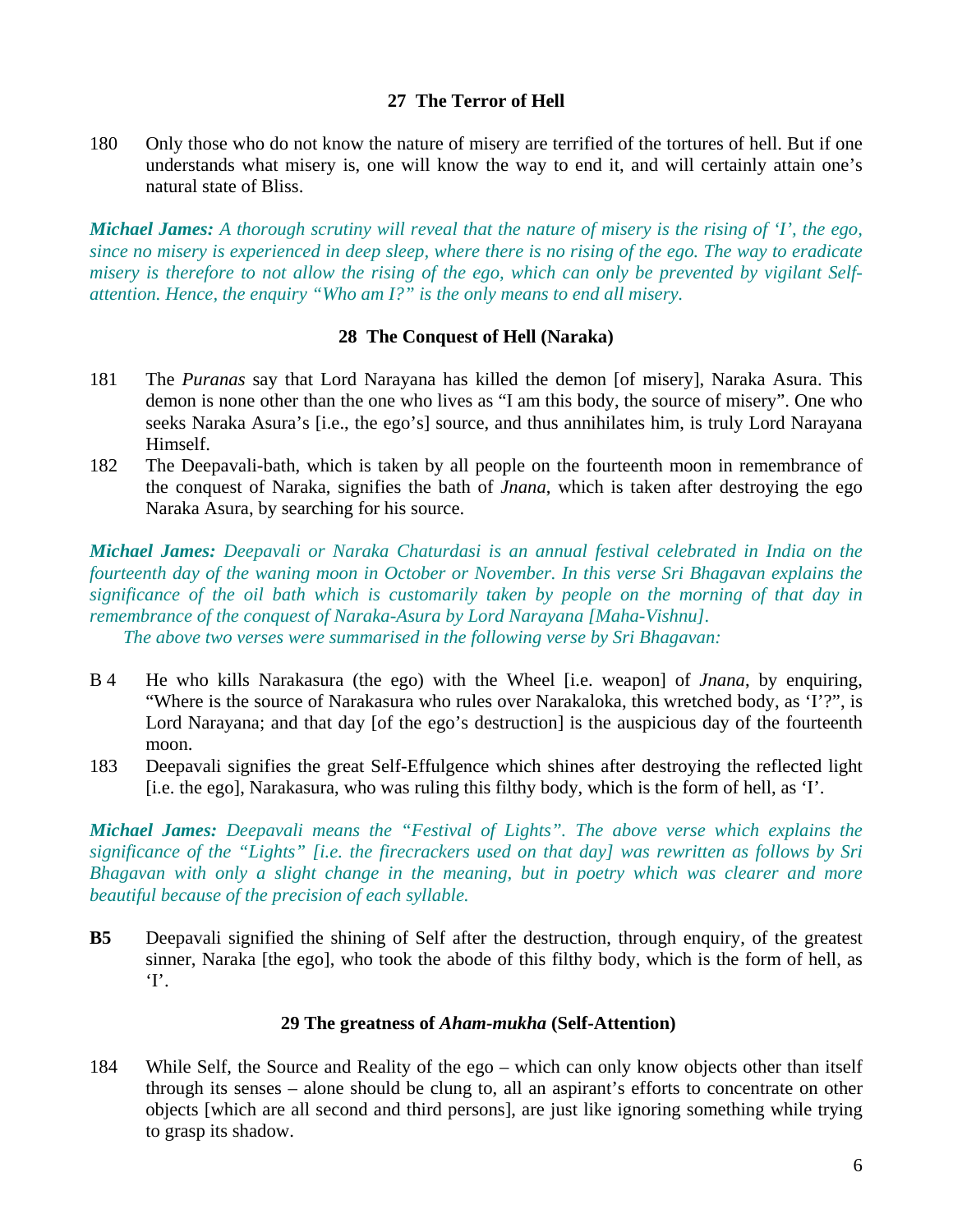### 27 The Terror of Hell

180 Only those who do not know the nature of misery are terrified of the tortures of hell. But if one understands what misery is, one will know the way to end it, and will certainly attain one's natural state of Bliss.

***Michael James:*** *A thorough scrutiny will reveal that the nature of misery is the rising of 'I', the ego, since no misery is experienced in deep sleep, where there is no rising of the ego. The way to eradicate misery is therefore to not allow the rising of the ego, which can only be prevented by vigilant Self-attention. Hence, the enquiry "Who am I?" is the only means to end all misery.*

### 28 The Conquest of Hell (Naraka)

181 The *Puranas* say that Lord Narayana has killed the demon [of misery], Naraka Asura. This demon is none other than the one who lives as "I am this body, the source of misery". One who seeks Naraka Asura's [i.e., the ego's] source, and thus annihilates him, is truly Lord Narayana Himself.

182 The Deepavali-bath, which is taken by all people on the fourteenth moon in remembrance of the conquest of Naraka, signifies the bath of *Jnana*, which is taken after destroying the ego Naraka Asura, by searching for his source.

***Michael James:*** *Deepavali or Naraka Chaturdasi is an annual festival celebrated in India on the fourteenth day of the waning moon in October or November. In this verse Sri Bhagavan explains the significance of the oil bath which is customarily taken by people on the morning of that day in remembrance of the conquest of Naraka-Asura by Lord Narayana [Maha-Vishnu].*

*The above two verses were summarised in the following verse by Sri Bhagavan:*

B 4 He who kills Narakasura (the ego) with the Wheel [i.e. weapon] of *Jnana*, by enquiring, "Where is the source of Narakasura who rules over Narakaloka, this wretched body, as 'I'?", is Lord Narayana; and that day [of the ego's destruction] is the auspicious day of the fourteenth moon.

183 Deepavali signifies the great Self-Effulgence which shines after destroying the reflected light [i.e. the ego], Narakasura, who was ruling this filthy body, which is the form of hell, as 'I'.

***Michael James:*** *Deepavali means the "Festival of Lights". The above verse which explains the significance of the "Lights" [i.e. the firecrackers used on that day] was rewritten as follows by Sri Bhagavan with only a slight change in the meaning, but in poetry which was clearer and more beautiful because of the precision of each syllable.*

**B5** Deepavali signified the shining of Self after the destruction, through enquiry, of the greatest sinner, Naraka [the ego], who took the abode of this filthy body, which is the form of hell, as 'I'.

### 29 The greatness of *Aham-mukha* (Self-Attention)

184 While Self, the Source and Reality of the ego – which can only know objects other than itself through its senses – alone should be clung to, all an aspirant's efforts to concentrate on other objects [which are all second and third persons], are just like ignoring something while trying to grasp its shadow.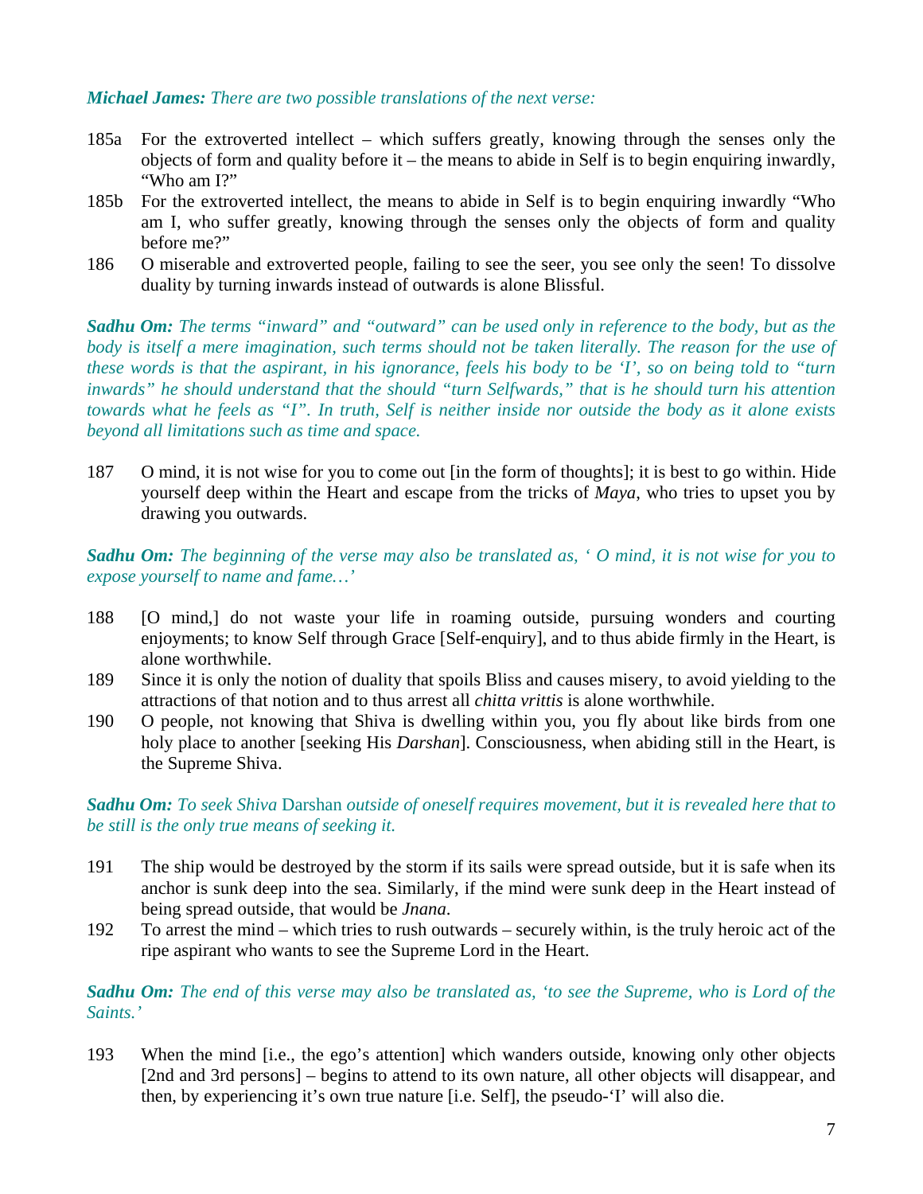***Michael James:*** *There are two possible translations of the next verse:*

185a For the extroverted intellect – which suffers greatly, knowing through the senses only the objects of form and quality before it – the means to abide in Self is to begin enquiring inwardly, "Who am I?"

185b For the extroverted intellect, the means to abide in Self is to begin enquiring inwardly "Who am I, who suffer greatly, knowing through the senses only the objects of form and quality before me?"

186 O miserable and extroverted people, failing to see the seer, you see only the seen! To dissolve duality by turning inwards instead of outwards is alone Blissful.

***Sadhu Om:*** *The terms "inward" and "outward" can be used only in reference to the body, but as the body is itself a mere imagination, such terms should not be taken literally. The reason for the use of these words is that the aspirant, in his ignorance, feels his body to be 'I', so on being told to "turn inwards" he should understand that the should "turn Selfwards," that is he should turn his attention towards what he feels as "I". In truth, Self is neither inside nor outside the body as it alone exists beyond all limitations such as time and space.*

187 O mind, it is not wise for you to come out [in the form of thoughts]; it is best to go within. Hide yourself deep within the Heart and escape from the tricks of *Maya*, who tries to upset you by drawing you outwards.

***Sadhu Om:*** *The beginning of the verse may also be translated as, ' O mind, it is not wise for you to expose yourself to name and fame…'*

188 [O mind,] do not waste your life in roaming outside, pursuing wonders and courting enjoyments; to know Self through Grace [Self-enquiry], and to thus abide firmly in the Heart, is alone worthwhile.

189 Since it is only the notion of duality that spoils Bliss and causes misery, to avoid yielding to the attractions of that notion and to thus arrest all *chitta vrittis* is alone worthwhile.

190 O people, not knowing that Shiva is dwelling within you, you fly about like birds from one holy place to another [seeking His *Darshan*]. Consciousness, when abiding still in the Heart, is the Supreme Shiva.

***Sadhu Om:*** *To seek Shiva* Darshan *outside of oneself requires movement, but it is revealed here that to be still is the only true means of seeking it.*

191 The ship would be destroyed by the storm if its sails were spread outside, but it is safe when its anchor is sunk deep into the sea. Similarly, if the mind were sunk deep in the Heart instead of being spread outside, that would be *Jnana*.

192 To arrest the mind – which tries to rush outwards – securely within, is the truly heroic act of the ripe aspirant who wants to see the Supreme Lord in the Heart.

***Sadhu Om:*** *The end of this verse may also be translated as, 'to see the Supreme, who is Lord of the Saints.'*

193 When the mind [i.e., the ego's attention] which wanders outside, knowing only other objects [2nd and 3rd persons] – begins to attend to its own nature, all other objects will disappear, and then, by experiencing it's own true nature [i.e. Self], the pseudo-'I' will also die.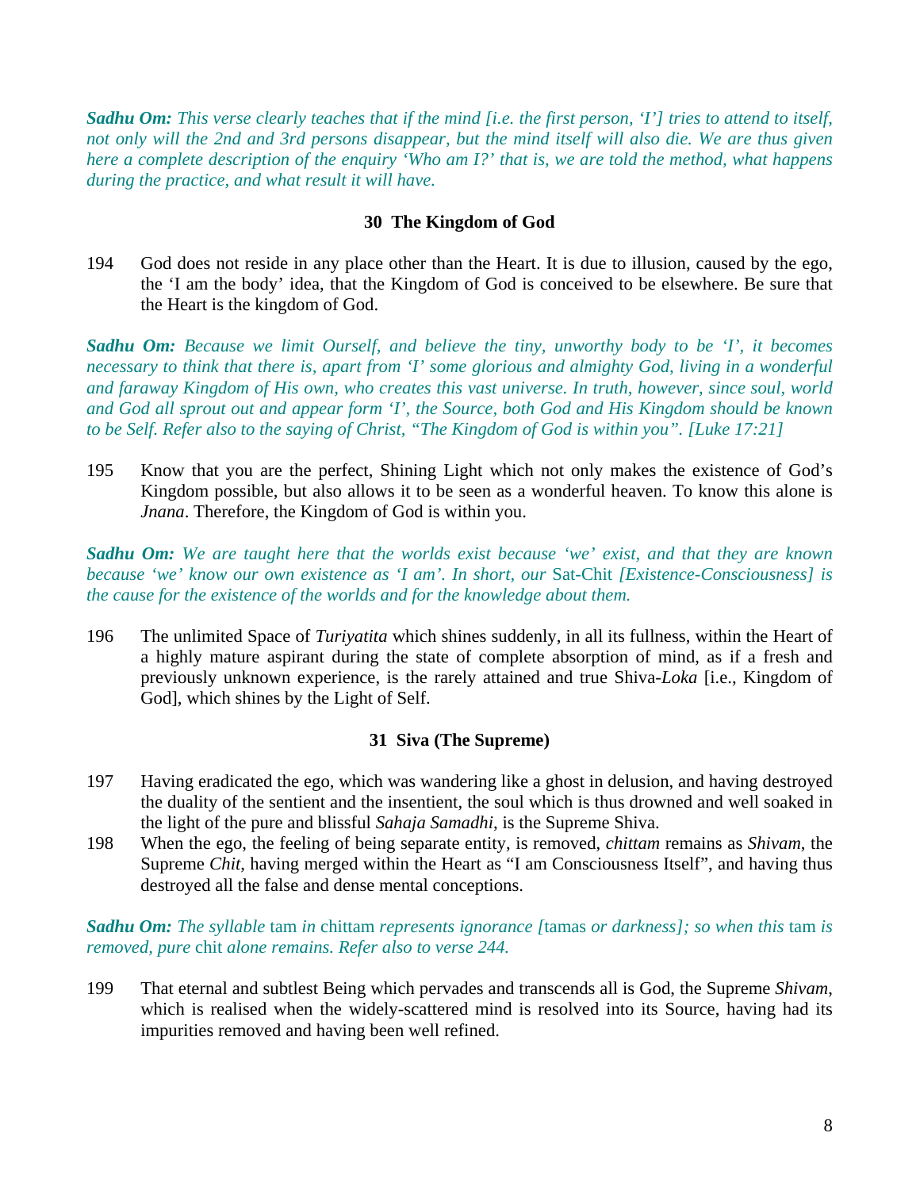***Sadhu Om:*** *This verse clearly teaches that if the mind [i.e. the first person, 'I'] tries to attend to itself, not only will the 2nd and 3rd persons disappear, but the mind itself will also die. We are thus given here a complete description of the enquiry 'Who am I?' that is, we are told the method, what happens during the practice, and what result it will have.*

### 30 The Kingdom of God

194 God does not reside in any place other than the Heart. It is due to illusion, caused by the ego, the 'I am the body' idea, that the Kingdom of God is conceived to be elsewhere. Be sure that the Heart is the kingdom of God.

***Sadhu Om:*** *Because we limit Ourself, and believe the tiny, unworthy body to be 'I', it becomes necessary to think that there is, apart from 'I' some glorious and almighty God, living in a wonderful and faraway Kingdom of His own, who creates this vast universe. In truth, however, since soul, world and God all sprout out and appear form 'I', the Source, both God and His Kingdom should be known to be Self. Refer also to the saying of Christ, "The Kingdom of God is within you". [Luke 17:21]*

195 Know that you are the perfect, Shining Light which not only makes the existence of God's Kingdom possible, but also allows it to be seen as a wonderful heaven. To know this alone is *Jnana*. Therefore, the Kingdom of God is within you.

***Sadhu Om:*** *We are taught here that the worlds exist because 'we' exist, and that they are known because 'we' know our own existence as 'I am'. In short, our* Sat-Chit *[Existence-Consciousness] is the cause for the existence of the worlds and for the knowledge about them.*

196 The unlimited Space of *Turiyatita* which shines suddenly, in all its fullness, within the Heart of a highly mature aspirant during the state of complete absorption of mind, as if a fresh and previously unknown experience, is the rarely attained and true Shiva-*Loka* [i.e., Kingdom of God], which shines by the Light of Self.

### 31 Siva (The Supreme)

197 Having eradicated the ego, which was wandering like a ghost in delusion, and having destroyed the duality of the sentient and the insentient, the soul which is thus drowned and well soaked in the light of the pure and blissful *Sahaja Samadhi*, is the Supreme Shiva.

198 When the ego, the feeling of being separate entity, is removed, *chittam* remains as *Shivam*, the Supreme *Chit*, having merged within the Heart as "I am Consciousness Itself", and having thus destroyed all the false and dense mental conceptions.

***Sadhu Om:*** *The syllable* tam *in* chittam *represents ignorance [*tamas *or darkness]; so when this* tam *is removed, pure* chit *alone remains. Refer also to verse 244.*

199 That eternal and subtlest Being which pervades and transcends all is God, the Supreme *Shivam*, which is realised when the widely-scattered mind is resolved into its Source, having had its impurities removed and having been well refined.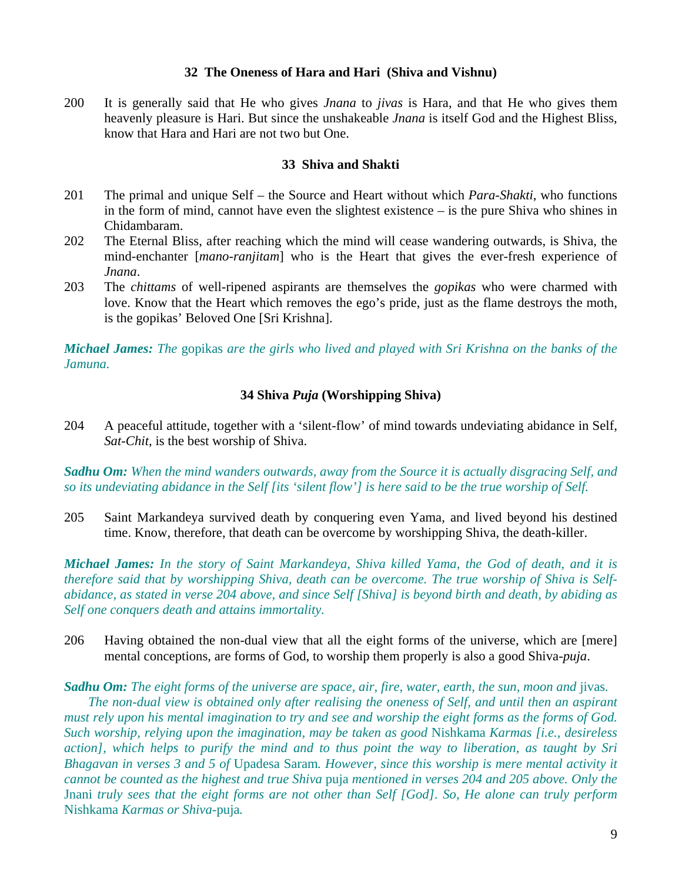### 32 The Oneness of Hara and Hari (Shiva and Vishnu)

200 It is generally said that He who gives *Jnana* to *jivas* is Hara, and that He who gives them heavenly pleasure is Hari. But since the unshakeable *Jnana* is itself God and the Highest Bliss, know that Hara and Hari are not two but One.

### 33 Shiva and Shakti

201 The primal and unique Self – the Source and Heart without which *Para-Shakti*, who functions in the form of mind, cannot have even the slightest existence – is the pure Shiva who shines in Chidambaram.

202 The Eternal Bliss, after reaching which the mind will cease wandering outwards, is Shiva, the mind-enchanter [*mano-ranjitam*] who is the Heart that gives the ever-fresh experience of *Jnana*.

203 The *chittams* of well-ripened aspirants are themselves the *gopikas* who were charmed with love. Know that the Heart which removes the ego's pride, just as the flame destroys the moth, is the gopikas' Beloved One [Sri Krishna].

***Michael James:*** *The* gopikas *are the girls who lived and played with Sri Krishna on the banks of the Jamuna.*

### 34 Shiva *Puja* (Worshipping Shiva)

204 A peaceful attitude, together with a 'silent-flow' of mind towards undeviating abidance in Self, *Sat-Chit*, is the best worship of Shiva.

***Sadhu Om:*** *When the mind wanders outwards, away from the Source it is actually disgracing Self, and so its undeviating abidance in the Self [its 'silent flow'] is here said to be the true worship of Self.*

205 Saint Markandeya survived death by conquering even Yama, and lived beyond his destined time. Know, therefore, that death can be overcome by worshipping Shiva, the death-killer.

***Michael James:*** *In the story of Saint Markandeya, Shiva killed Yama, the God of death, and it is therefore said that by worshipping Shiva, death can be overcome. The true worship of Shiva is Self-abidance, as stated in verse 204 above, and since Self [Shiva] is beyond birth and death, by abiding as Self one conquers death and attains immortality.*

206 Having obtained the non-dual view that all the eight forms of the universe, which are [mere] mental conceptions, are forms of God, to worship them properly is also a good Shiva-*puja*.

***Sadhu Om:*** *The eight forms of the universe are space, air, fire, water, earth, the sun, moon and* jivas*.*

*The non-dual view is obtained only after realising the oneness of Self, and until then an aspirant must rely upon his mental imagination to try and see and worship the eight forms as the forms of God. Such worship, relying upon the imagination, may be taken as good* Nishkama *Karmas [i.e., desireless action], which helps to purify the mind and to thus point the way to liberation, as taught by Sri Bhagavan in verses 3 and 5 of* Upadesa Saram*. However, since this worship is mere mental activity it cannot be counted as the highest and true Shiva* puja *mentioned in verses 204 and 205 above. Only the* Jnani *truly sees that the eight forms are not other than Self [God]. So, He alone can truly perform* Nishkama *Karmas or Shiva-*puja*.*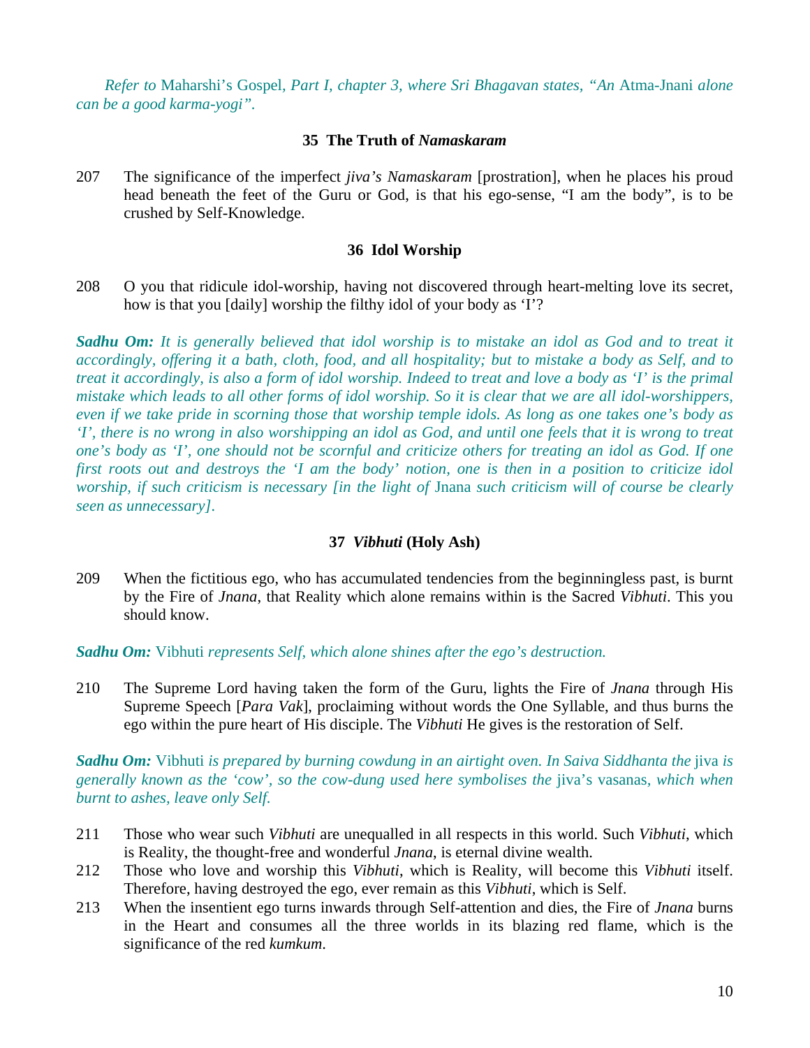*Refer to* Maharshi's Gospel*, Part I, chapter 3, where Sri Bhagavan states, "An* Atma-Jnani *alone can be a good karma-yogi".*

### 35 The Truth of *Namaskaram*

207 The significance of the imperfect *jiva's Namaskaram* [prostration], when he places his proud head beneath the feet of the Guru or God, is that his ego-sense, "I am the body", is to be crushed by Self-Knowledge.

### 36 Idol Worship

208 O you that ridicule idol-worship, having not discovered through heart-melting love its secret, how is that you [daily] worship the filthy idol of your body as 'I'?

***Sadhu Om:*** *It is generally believed that idol worship is to mistake an idol as God and to treat it accordingly, offering it a bath, cloth, food, and all hospitality; but to mistake a body as Self, and to treat it accordingly, is also a form of idol worship. Indeed to treat and love a body as 'I' is the primal mistake which leads to all other forms of idol worship. So it is clear that we are all idol-worshippers, even if we take pride in scorning those that worship temple idols. As long as one takes one's body as 'I', there is no wrong in also worshipping an idol as God, and until one feels that it is wrong to treat one's body as 'I', one should not be scornful and criticize others for treating an idol as God. If one first roots out and destroys the 'I am the body' notion, one is then in a position to criticize idol worship, if such criticism is necessary [in the light of* Jnana *such criticism will of course be clearly seen as unnecessary].*

### 37 *Vibhuti* (Holy Ash)

209 When the fictitious ego, who has accumulated tendencies from the beginningless past, is burnt by the Fire of *Jnana*, that Reality which alone remains within is the Sacred *Vibhuti*. This you should know.

***Sadhu Om:*** Vibhuti *represents Self, which alone shines after the ego's destruction.*

210 The Supreme Lord having taken the form of the Guru, lights the Fire of *Jnana* through His Supreme Speech [*Para Vak*], proclaiming without words the One Syllable, and thus burns the ego within the pure heart of His disciple. The *Vibhuti* He gives is the restoration of Self.

***Sadhu Om:*** Vibhuti *is prepared by burning cowdung in an airtight oven. In Saiva Siddhanta the* jiva *is generally known as the 'cow', so the cow-dung used here symbolises the* jiva's vasanas*, which when burnt to ashes, leave only Self.*

211 Those who wear such *Vibhuti* are unequalled in all respects in this world. Such *Vibhuti*, which is Reality, the thought-free and wonderful *Jnana*, is eternal divine wealth.

212 Those who love and worship this *Vibhuti*, which is Reality, will become this *Vibhuti* itself. Therefore, having destroyed the ego, ever remain as this *Vibhuti*, which is Self.

213 When the insentient ego turns inwards through Self-attention and dies, the Fire of *Jnana* burns in the Heart and consumes all the three worlds in its blazing red flame, which is the significance of the red *kumkum*.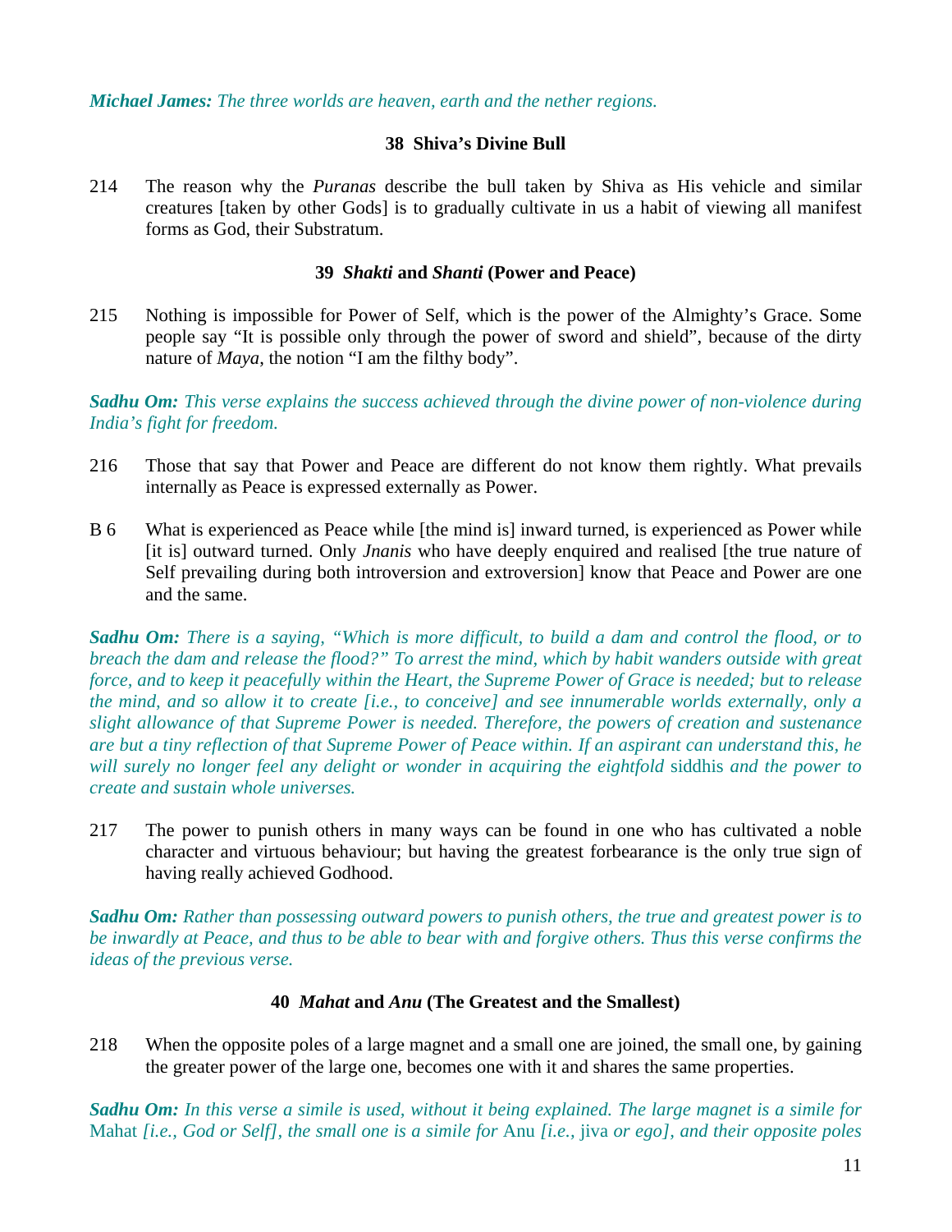***Michael James:*** *The three worlds are heaven, earth and the nether regions.*

### 38 Shiva's Divine Bull

214 The reason why the *Puranas* describe the bull taken by Shiva as His vehicle and similar creatures [taken by other Gods] is to gradually cultivate in us a habit of viewing all manifest forms as God, their Substratum.

### 39 *Shakti* and *Shanti* (Power and Peace)

215 Nothing is impossible for Power of Self, which is the power of the Almighty's Grace. Some people say "It is possible only through the power of sword and shield", because of the dirty nature of *Maya*, the notion "I am the filthy body".

***Sadhu Om:*** *This verse explains the success achieved through the divine power of non-violence during India's fight for freedom.*

216 Those that say that Power and Peace are different do not know them rightly. What prevails internally as Peace is expressed externally as Power.

B 6 What is experienced as Peace while [the mind is] inward turned, is experienced as Power while [it is] outward turned. Only *Jnanis* who have deeply enquired and realised [the true nature of Self prevailing during both introversion and extroversion] know that Peace and Power are one and the same.

***Sadhu Om:*** *There is a saying, "Which is more difficult, to build a dam and control the flood, or to breach the dam and release the flood?" To arrest the mind, which by habit wanders outside with great force, and to keep it peacefully within the Heart, the Supreme Power of Grace is needed; but to release the mind, and so allow it to create [i.e., to conceive] and see innumerable worlds externally, only a slight allowance of that Supreme Power is needed. Therefore, the powers of creation and sustenance are but a tiny reflection of that Supreme Power of Peace within. If an aspirant can understand this, he will surely no longer feel any delight or wonder in acquiring the eightfold* siddhis *and the power to create and sustain whole universes.*

217 The power to punish others in many ways can be found in one who has cultivated a noble character and virtuous behaviour; but having the greatest forbearance is the only true sign of having really achieved Godhood.

***Sadhu Om:*** *Rather than possessing outward powers to punish others, the true and greatest power is to be inwardly at Peace, and thus to be able to bear with and forgive others. Thus this verse confirms the ideas of the previous verse.*

### 40 *Mahat* and *Anu* (The Greatest and the Smallest)

218 When the opposite poles of a large magnet and a small one are joined, the small one, by gaining the greater power of the large one, becomes one with it and shares the same properties.

***Sadhu Om:*** *In this verse a simile is used, without it being explained. The large magnet is a simile for* Mahat *[i.e., God or Self], the small one is a simile for* Anu *[i.e.,* jiva *or ego], and their opposite poles*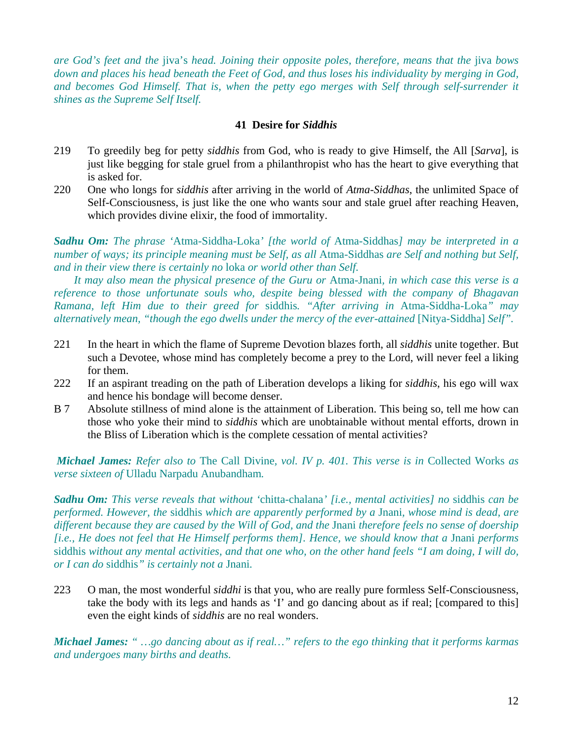*are God's feet and the* jiva's *head. Joining their opposite poles, therefore, means that the* jiva *bows down and places his head beneath the Feet of God, and thus loses his individuality by merging in God, and becomes God Himself. That is, when the petty ego merges with Self through self-surrender it shines as the Supreme Self Itself.*

### 41 Desire for *Siddhis*

219 To greedily beg for petty *siddhis* from God, who is ready to give Himself, the All [*Sarva*], is just like begging for stale gruel from a philanthropist who has the heart to give everything that is asked for.

220 One who longs for *siddhis* after arriving in the world of *Atma-Siddhas*, the unlimited Space of Self-Consciousness, is just like the one who wants sour and stale gruel after reaching Heaven, which provides divine elixir, the food of immortality.

***Sadhu Om:*** *The phrase '*Atma-Siddha-Loka*' [the world of* Atma-Siddhas*] may be interpreted in a number of ways; its principle meaning must be Self, as all* Atma-Siddhas *are Self and nothing but Self, and in their view there is certainly no* loka *or world other than Self.*

*It may also mean the physical presence of the Guru or* Atma-Jnani*, in which case this verse is a reference to those unfortunate souls who, despite being blessed with the company of Bhagavan Ramana, left Him due to their greed for* siddhis*. "After arriving in* Atma-Siddha-Loka*" may alternatively mean, "though the ego dwells under the mercy of the ever-attained* [Nitya-Siddha] *Self".*

221 In the heart in which the flame of Supreme Devotion blazes forth, all *siddhis* unite together. But such a Devotee, whose mind has completely become a prey to the Lord, will never feel a liking for them.

222 If an aspirant treading on the path of Liberation develops a liking for *siddhis*, his ego will wax and hence his bondage will become denser.

B 7 Absolute stillness of mind alone is the attainment of Liberation. This being so, tell me how can those who yoke their mind to *siddhis* which are unobtainable without mental efforts, drown in the Bliss of Liberation which is the complete cessation of mental activities?

***Michael James:*** *Refer also to* The Call Divine*, vol. IV p. 401. This verse is in* Collected Works *as verse sixteen of* Ulladu Narpadu Anubandham*.*

***Sadhu Om:*** *This verse reveals that without '*chitta-chalana*' [i.e., mental activities] no* siddhis *can be performed. However, the* siddhis *which are apparently performed by a* Jnani*, whose mind is dead, are different because they are caused by the Will of God, and the* Jnani *therefore feels no sense of doership [i.e., He does not feel that He Himself performs them]. Hence, we should know that a* Jnani *performs* siddhis *without any mental activities, and that one who, on the other hand feels "I am doing, I will do, or I can do* siddhis*" is certainly not a* Jnani*.*

223 O man, the most wonderful *siddhi* is that you, who are really pure formless Self-Consciousness, take the body with its legs and hands as 'I' and go dancing about as if real; [compared to this] even the eight kinds of *siddhis* are no real wonders.

***Michael James:*** *" …go dancing about as if real…" refers to the ego thinking that it performs karmas and undergoes many births and deaths.*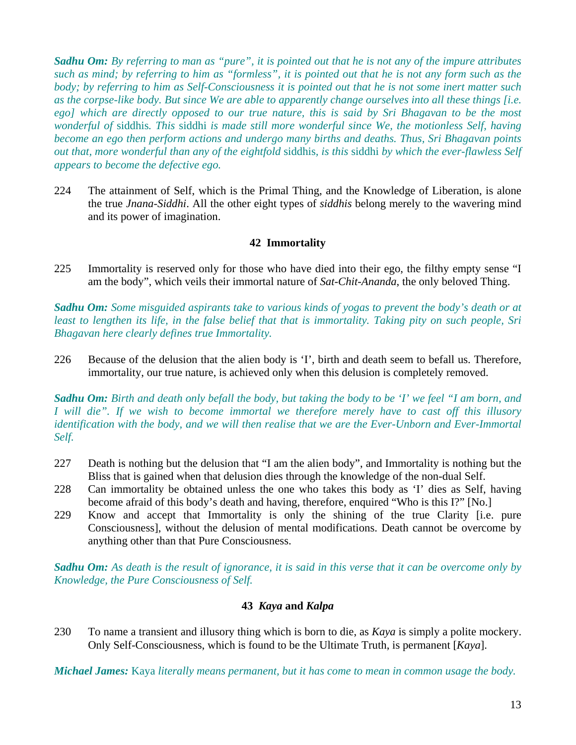***Sadhu Om:*** *By referring to man as "pure", it is pointed out that he is not any of the impure attributes such as mind; by referring to him as "formless", it is pointed out that he is not any form such as the body; by referring to him as Self-Consciousness it is pointed out that he is not some inert matter such as the corpse-like body. But since We are able to apparently change ourselves into all these things [i.e. ego] which are directly opposed to our true nature, this is said by Sri Bhagavan to be the most wonderful of* siddhis*. This* siddhi *is made still more wonderful since We, the motionless Self, having become an ego then perform actions and undergo many births and deaths. Thus, Sri Bhagavan points out that, more wonderful than any of the eightfold* siddhis*, is this* siddhi *by which the ever-flawless Self appears to become the defective ego.*

224 The attainment of Self, which is the Primal Thing, and the Knowledge of Liberation, is alone the true *Jnana-Siddhi*. All the other eight types of *siddhis* belong merely to the wavering mind and its power of imagination.

### 42 Immortality

225 Immortality is reserved only for those who have died into their ego, the filthy empty sense "I am the body", which veils their immortal nature of *Sat-Chit-Ananda*, the only beloved Thing.

***Sadhu Om:*** *Some misguided aspirants take to various kinds of yogas to prevent the body's death or at least to lengthen its life, in the false belief that that is immortality. Taking pity on such people, Sri Bhagavan here clearly defines true Immortality.*

226 Because of the delusion that the alien body is 'I', birth and death seem to befall us. Therefore, immortality, our true nature, is achieved only when this delusion is completely removed.

***Sadhu Om:*** *Birth and death only befall the body, but taking the body to be 'I' we feel "I am born, and I will die". If we wish to become immortal we therefore merely have to cast off this illusory identification with the body, and we will then realise that we are the Ever-Unborn and Ever-Immortal Self.*

227 Death is nothing but the delusion that "I am the alien body", and Immortality is nothing but the Bliss that is gained when that delusion dies through the knowledge of the non-dual Self.

228 Can immortality be obtained unless the one who takes this body as 'I' dies as Self, having become afraid of this body's death and having, therefore, enquired "Who is this I?" [No.]

229 Know and accept that Immortality is only the shining of the true Clarity [i.e. pure Consciousness], without the delusion of mental modifications. Death cannot be overcome by anything other than that Pure Consciousness.

***Sadhu Om:*** *As death is the result of ignorance, it is said in this verse that it can be overcome only by Knowledge, the Pure Consciousness of Self.*

### 43 *Kaya* and *Kalpa*

230 To name a transient and illusory thing which is born to die, as *Kaya* is simply a polite mockery. Only Self-Consciousness, which is found to be the Ultimate Truth, is permanent [*Kaya*].

***Michael James:*** Kaya *literally means permanent, but it has come to mean in common usage the body.*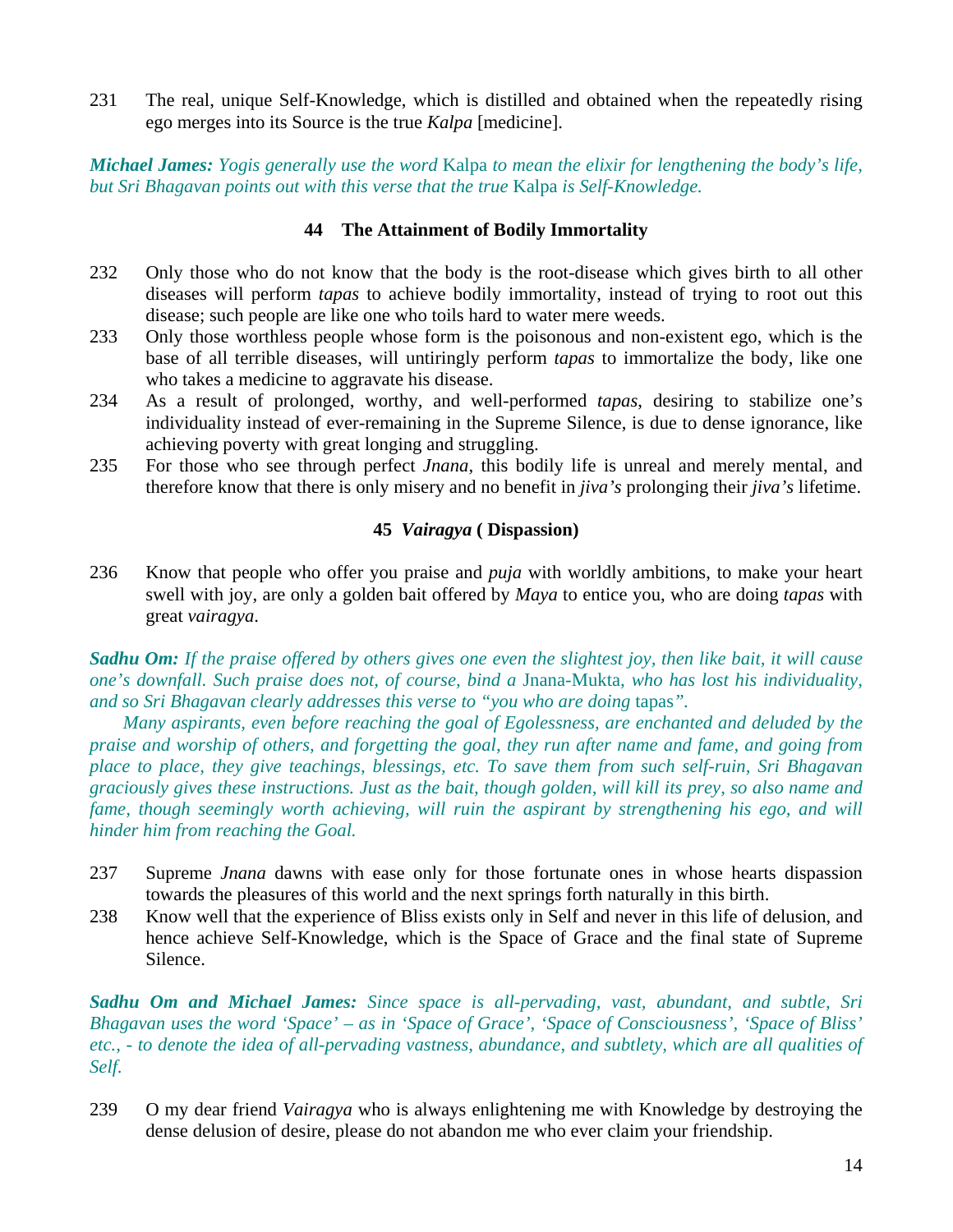231 The real, unique Self-Knowledge, which is distilled and obtained when the repeatedly rising ego merges into its Source is the true *Kalpa* [medicine].

***Michael James:*** *Yogis generally use the word* Kalpa *to mean the elixir for lengthening the body's life, but Sri Bhagavan points out with this verse that the true* Kalpa *is Self-Knowledge.*

### 44 The Attainment of Bodily Immortality

232 Only those who do not know that the body is the root-disease which gives birth to all other diseases will perform *tapas* to achieve bodily immortality, instead of trying to root out this disease; such people are like one who toils hard to water mere weeds.

233 Only those worthless people whose form is the poisonous and non-existent ego, which is the base of all terrible diseases, will untiringly perform *tapas* to immortalize the body, like one who takes a medicine to aggravate his disease.

234 As a result of prolonged, worthy, and well-performed *tapas*, desiring to stabilize one's individuality instead of ever-remaining in the Supreme Silence, is due to dense ignorance, like achieving poverty with great longing and struggling.

235 For those who see through perfect *Jnana*, this bodily life is unreal and merely mental, and therefore know that there is only misery and no benefit in *jiva's* prolonging their *jiva's* lifetime.

### 45 *Vairagya* ( Dispassion)

236 Know that people who offer you praise and *puja* with worldly ambitions, to make your heart swell with joy, are only a golden bait offered by *Maya* to entice you, who are doing *tapas* with great *vairagya*.

***Sadhu Om:*** *If the praise offered by others gives one even the slightest joy, then like bait, it will cause one's downfall. Such praise does not, of course, bind a* Jnana-Mukta*, who has lost his individuality, and so Sri Bhagavan clearly addresses this verse to "you who are doing* tapas*".*

*Many aspirants, even before reaching the goal of Egolessness, are enchanted and deluded by the praise and worship of others, and forgetting the goal, they run after name and fame, and going from place to place, they give teachings, blessings, etc. To save them from such self-ruin, Sri Bhagavan graciously gives these instructions. Just as the bait, though golden, will kill its prey, so also name and fame, though seemingly worth achieving, will ruin the aspirant by strengthening his ego, and will hinder him from reaching the Goal.*

237 Supreme *Jnana* dawns with ease only for those fortunate ones in whose hearts dispassion towards the pleasures of this world and the next springs forth naturally in this birth.

238 Know well that the experience of Bliss exists only in Self and never in this life of delusion, and hence achieve Self-Knowledge, which is the Space of Grace and the final state of Supreme Silence.

***Sadhu Om and Michael James:*** *Since space is all-pervading, vast, abundant, and subtle, Sri Bhagavan uses the word 'Space' – as in 'Space of Grace', 'Space of Consciousness', 'Space of Bliss' etc., - to denote the idea of all-pervading vastness, abundance, and subtlety, which are all qualities of Self.*

239 O my dear friend *Vairagya* who is always enlightening me with Knowledge by destroying the dense delusion of desire, please do not abandon me who ever claim your friendship.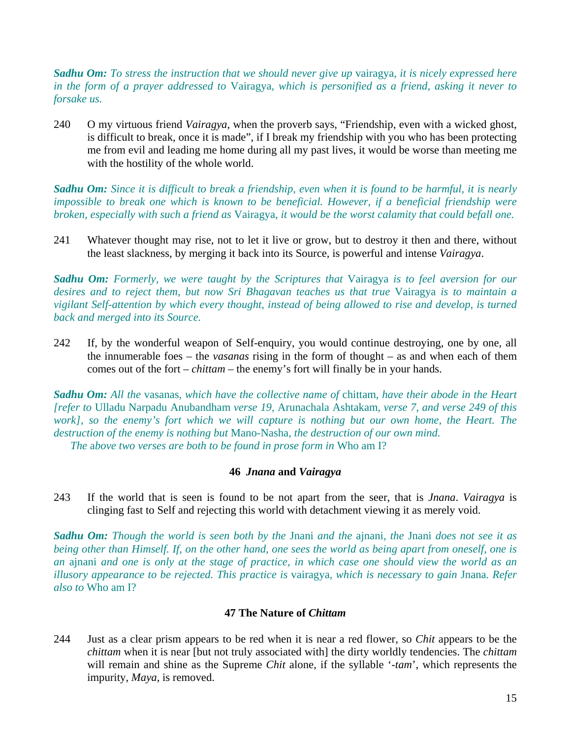***Sadhu Om:*** *To stress the instruction that we should never give up* vairagya*, it is nicely expressed here in the form of a prayer addressed to* Vairagya*, which is personified as a friend, asking it never to forsake us.*

240 O my virtuous friend *Vairagya*, when the proverb says, "Friendship, even with a wicked ghost, is difficult to break, once it is made", if I break my friendship with you who has been protecting me from evil and leading me home during all my past lives, it would be worse than meeting me with the hostility of the whole world.

***Sadhu Om:*** *Since it is difficult to break a friendship, even when it is found to be harmful, it is nearly impossible to break one which is known to be beneficial. However, if a beneficial friendship were broken, especially with such a friend as* Vairagya*, it would be the worst calamity that could befall one.*

241 Whatever thought may rise, not to let it live or grow, but to destroy it then and there, without the least slackness, by merging it back into its Source, is powerful and intense *Vairagya*.

***Sadhu Om:*** *Formerly, we were taught by the Scriptures that* Vairagya *is to feel aversion for our desires and to reject them, but now Sri Bhagavan teaches us that true* Vairagya *is to maintain a vigilant Self-attention by which every thought, instead of being allowed to rise and develop, is turned back and merged into its Source.*

242 If, by the wonderful weapon of Self-enquiry, you would continue destroying, one by one, all the innumerable foes – the *vasanas* rising in the form of thought – as and when each of them comes out of the fort – *chittam* – the enemy's fort will finally be in your hands.

***Sadhu Om:*** *All the* vasanas*, which have the collective name of* chittam*, have their abode in the Heart [refer to* Ulladu Narpadu Anubandham *verse 19,* Arunachala Ashtakam*, verse 7, and verse 249 of this work], so the enemy's fort which we will capture is nothing but our own home, the Heart. The destruction of the enemy is nothing but* Mano-Nasha*, the destruction of our own mind.*

*The above two verses are both to be found in prose form in* Who am I?

### 46 *Jnana* and *Vairagya*

243 If the world that is seen is found to be not apart from the seer, that is *Jnana*. *Vairagya* is clinging fast to Self and rejecting this world with detachment viewing it as merely void.

***Sadhu Om:*** *Though the world is seen both by the* Jnani *and the* ajnani*, the* Jnani *does not see it as being other than Himself. If, on the other hand, one sees the world as being apart from oneself, one is an* ajnani *and one is only at the stage of practice, in which case one should view the world as an illusory appearance to be rejected. This practice is* vairagya*, which is necessary to gain* Jnana*. Refer also to* Who am I?

### 47 The Nature of *Chittam*

244 Just as a clear prism appears to be red when it is near a red flower, so *Chit* appears to be the *chittam* when it is near [but not truly associated with] the dirty worldly tendencies. The *chittam* will remain and shine as the Supreme *Chit* alone, if the syllable '*-tam*', which represents the impurity, *Maya*, is removed.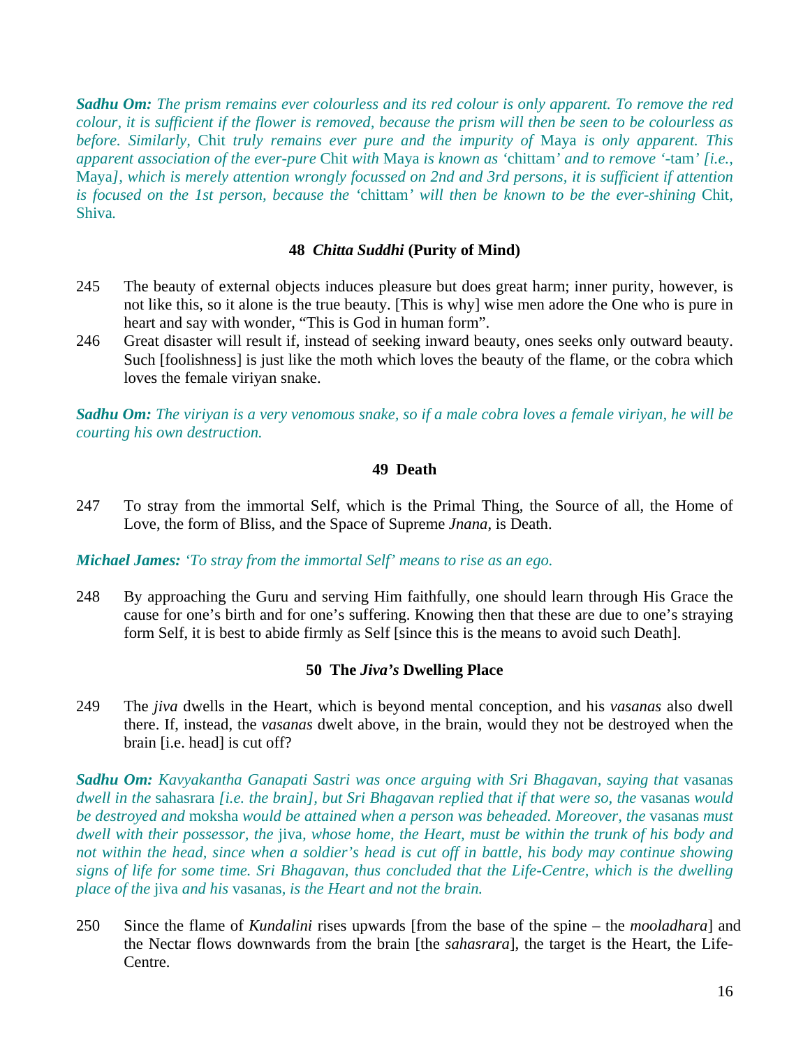***Sadhu Om:*** *The prism remains ever colourless and its red colour is only apparent. To remove the red colour, it is sufficient if the flower is removed, because the prism will then be seen to be colourless as before. Similarly,* Chit *truly remains ever pure and the impurity of* Maya *is only apparent. This apparent association of the ever-pure* Chit *with* Maya *is known as '*chittam*' and to remove '*-tam*' [i.e.,* Maya*], which is merely attention wrongly focussed on 2nd and 3rd persons, it is sufficient if attention is focused on the 1st person, because the '*chittam*' will then be known to be the ever-shining* Chit*,* Shiva*.*

### 48 *Chitta Suddhi* (Purity of Mind)

245 The beauty of external objects induces pleasure but does great harm; inner purity, however, is not like this, so it alone is the true beauty. [This is why] wise men adore the One who is pure in heart and say with wonder, "This is God in human form".

246 Great disaster will result if, instead of seeking inward beauty, ones seeks only outward beauty. Such [foolishness] is just like the moth which loves the beauty of the flame, or the cobra which loves the female viriyan snake.

***Sadhu Om:*** *The viriyan is a very venomous snake, so if a male cobra loves a female viriyan, he will be courting his own destruction.*

### 49 Death

247 To stray from the immortal Self, which is the Primal Thing, the Source of all, the Home of Love, the form of Bliss, and the Space of Supreme *Jnana*, is Death.

***Michael James:*** *'To stray from the immortal Self' means to rise as an ego.*

248 By approaching the Guru and serving Him faithfully, one should learn through His Grace the cause for one's birth and for one's suffering. Knowing then that these are due to one's straying form Self, it is best to abide firmly as Self [since this is the means to avoid such Death].

### 50 The *Jiva's* Dwelling Place

249 The *jiva* dwells in the Heart, which is beyond mental conception, and his *vasanas* also dwell there. If, instead, the *vasanas* dwelt above, in the brain, would they not be destroyed when the brain [i.e. head] is cut off?

***Sadhu Om:*** *Kavyakantha Ganapati Sastri was once arguing with Sri Bhagavan, saying that* vasanas *dwell in the* sahasrara *[i.e. the brain], but Sri Bhagavan replied that if that were so, the* vasanas *would be destroyed and* moksha *would be attained when a person was beheaded. Moreover, the* vasanas *must dwell with their possessor, the* jiva*, whose home, the Heart, must be within the trunk of his body and not within the head, since when a soldier's head is cut off in battle, his body may continue showing signs of life for some time. Sri Bhagavan, thus concluded that the Life-Centre, which is the dwelling place of the* jiva *and his* vasanas*, is the Heart and not the brain.*

250 Since the flame of *Kundalini* rises upwards [from the base of the spine – the *mooladhara*] and the Nectar flows downwards from the brain [the *sahasrara*], the target is the Heart, the Life-Centre.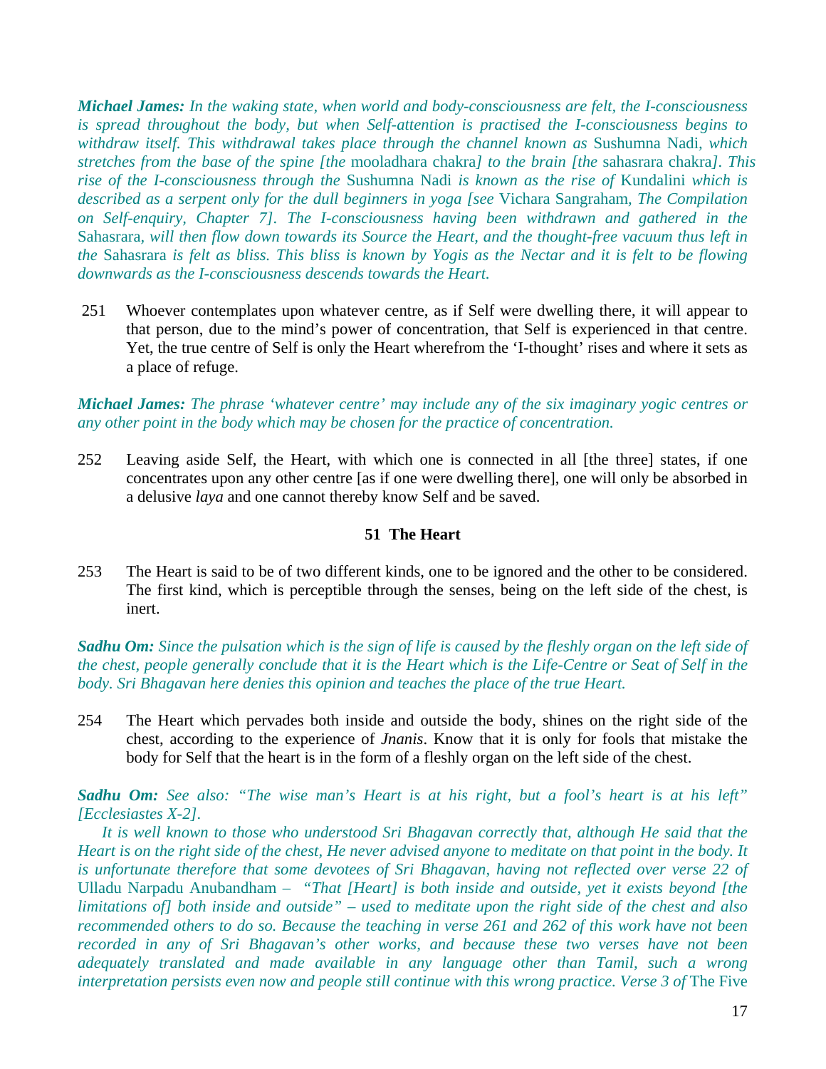***Michael James:*** *In the waking state, when world and body-consciousness are felt, the I-consciousness is spread throughout the body, but when Self-attention is practised the I-consciousness begins to withdraw itself. This withdrawal takes place through the channel known as* Sushumna Nadi*, which stretches from the base of the spine [the* mooladhara chakra*] to the brain [the* sahasrara chakra*]. This rise of the I-consciousness through the* Sushumna Nadi *is known as the rise of* Kundalini *which is described as a serpent only for the dull beginners in yoga [see* Vichara Sangraham*, The Compilation on Self-enquiry, Chapter 7]. The I-consciousness having been withdrawn and gathered in the* Sahasrara*, will then flow down towards its Source the Heart, and the thought-free vacuum thus left in the* Sahasrara *is felt as bliss. This bliss is known by Yogis as the Nectar and it is felt to be flowing downwards as the I-consciousness descends towards the Heart.*

251 Whoever contemplates upon whatever centre, as if Self were dwelling there, it will appear to that person, due to the mind's power of concentration, that Self is experienced in that centre. Yet, the true centre of Self is only the Heart wherefrom the 'I-thought' rises and where it sets as a place of refuge.

***Michael James:*** *The phrase 'whatever centre' may include any of the six imaginary yogic centres or any other point in the body which may be chosen for the practice of concentration.*

252 Leaving aside Self, the Heart, with which one is connected in all [the three] states, if one concentrates upon any other centre [as if one were dwelling there], one will only be absorbed in a delusive *laya* and one cannot thereby know Self and be saved.

## 51 The Heart

253 The Heart is said to be of two different kinds, one to be ignored and the other to be considered. The first kind, which is perceptible through the senses, being on the left side of the chest, is inert.

***Sadhu Om:*** *Since the pulsation which is the sign of life is caused by the fleshly organ on the left side of the chest, people generally conclude that it is the Heart which is the Life-Centre or Seat of Self in the body. Sri Bhagavan here denies this opinion and teaches the place of the true Heart.*

254 The Heart which pervades both inside and outside the body, shines on the right side of the chest, according to the experience of *Jnanis*. Know that it is only for fools that mistake the body for Self that the heart is in the form of a fleshly organ on the left side of the chest.

***Sadhu Om:*** *See also: "The wise man's Heart is at his right, but a fool's heart is at his left" [Ecclesiastes X-2].*

*It is well known to those who understood Sri Bhagavan correctly that, although He said that the Heart is on the right side of the chest, He never advised anyone to meditate on that point in the body. It is unfortunate therefore that some devotees of Sri Bhagavan, having not reflected over verse 22 of* Ulladu Narpadu Anubandham *– "That [Heart] is both inside and outside, yet it exists beyond [the limitations of] both inside and outside" – used to meditate upon the right side of the chest and also recommended others to do so. Because the teaching in verse 261 and 262 of this work have not been recorded in any of Sri Bhagavan's other works, and because these two verses have not been adequately translated and made available in any language other than Tamil, such a wrong interpretation persists even now and people still continue with this wrong practice. Verse 3 of* The Five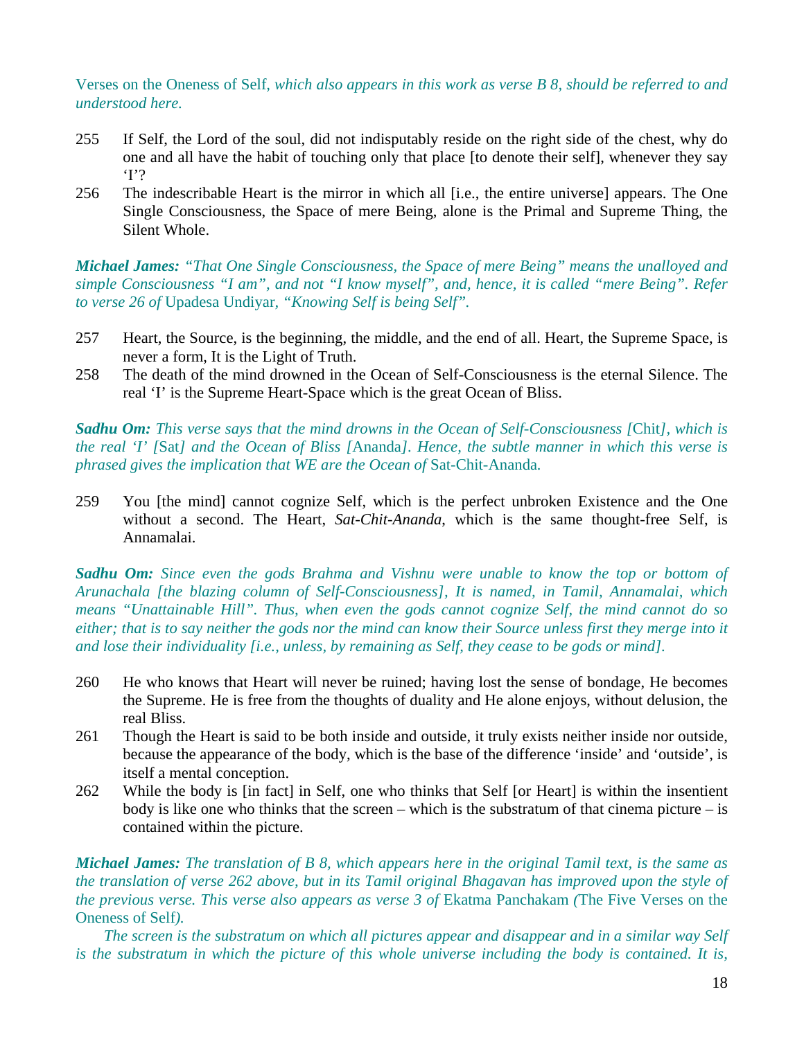*Verses on the Oneness of Self, which also appears in this work as verse B 8, should be referred to and understood here.*

255 If Self, the Lord of the soul, did not indisputably reside on the right side of the chest, why do one and all have the habit of touching only that place [to denote their self], whenever they say 'I'?

256 The indescribable Heart is the mirror in which all [i.e., the entire universe] appears. The One Single Consciousness, the Space of mere Being, alone is the Primal and Supreme Thing, the Silent Whole.

***Michael James:*** *"That One Single Consciousness, the Space of mere Being" means the unalloyed and simple Consciousness "I am", and not "I know myself", and, hence, it is called "mere Being". Refer to verse 26 of* Upadesa Undiyar*, "Knowing Self is being Self".*

257 Heart, the Source, is the beginning, the middle, and the end of all. Heart, the Supreme Space, is never a form, It is the Light of Truth.

258 The death of the mind drowned in the Ocean of Self-Consciousness is the eternal Silence. The real 'I' is the Supreme Heart-Space which is the great Ocean of Bliss.

***Sadhu Om:*** *This verse says that the mind drowns in the Ocean of Self-Consciousness [*Chit*], which is the real 'I' [*Sat*] and the Ocean of Bliss [*Ananda*]. Hence, the subtle manner in which this verse is phrased gives the implication that WE are the Ocean of* Sat-Chit-Ananda*.*

259 You [the mind] cannot cognize Self, which is the perfect unbroken Existence and the One without a second. The Heart, *Sat-Chit-Ananda*, which is the same thought-free Self, is Annamalai.

***Sadhu Om:*** *Since even the gods Brahma and Vishnu were unable to know the top or bottom of Arunachala [the blazing column of Self-Consciousness], It is named, in Tamil, Annamalai, which means "Unattainable Hill". Thus, when even the gods cannot cognize Self, the mind cannot do so either; that is to say neither the gods nor the mind can know their Source unless first they merge into it and lose their individuality [i.e., unless, by remaining as Self, they cease to be gods or mind].*

260 He who knows that Heart will never be ruined; having lost the sense of bondage, He becomes the Supreme. He is free from the thoughts of duality and He alone enjoys, without delusion, the real Bliss.

261 Though the Heart is said to be both inside and outside, it truly exists neither inside nor outside, because the appearance of the body, which is the base of the difference 'inside' and 'outside', is itself a mental conception.

262 While the body is [in fact] in Self, one who thinks that Self [or Heart] is within the insentient body is like one who thinks that the screen – which is the substratum of that cinema picture – is contained within the picture.

***Michael James:*** *The translation of B 8, which appears here in the original Tamil text, is the same as the translation of verse 262 above, but in its Tamil original Bhagavan has improved upon the style of the previous verse. This verse also appears as verse 3 of* Ekatma Panchakam *(*The Five Verses on the Oneness of Self*).*

*The screen is the substratum on which all pictures appear and disappear and in a similar way Self is the substratum in which the picture of this whole universe including the body is contained. It is,*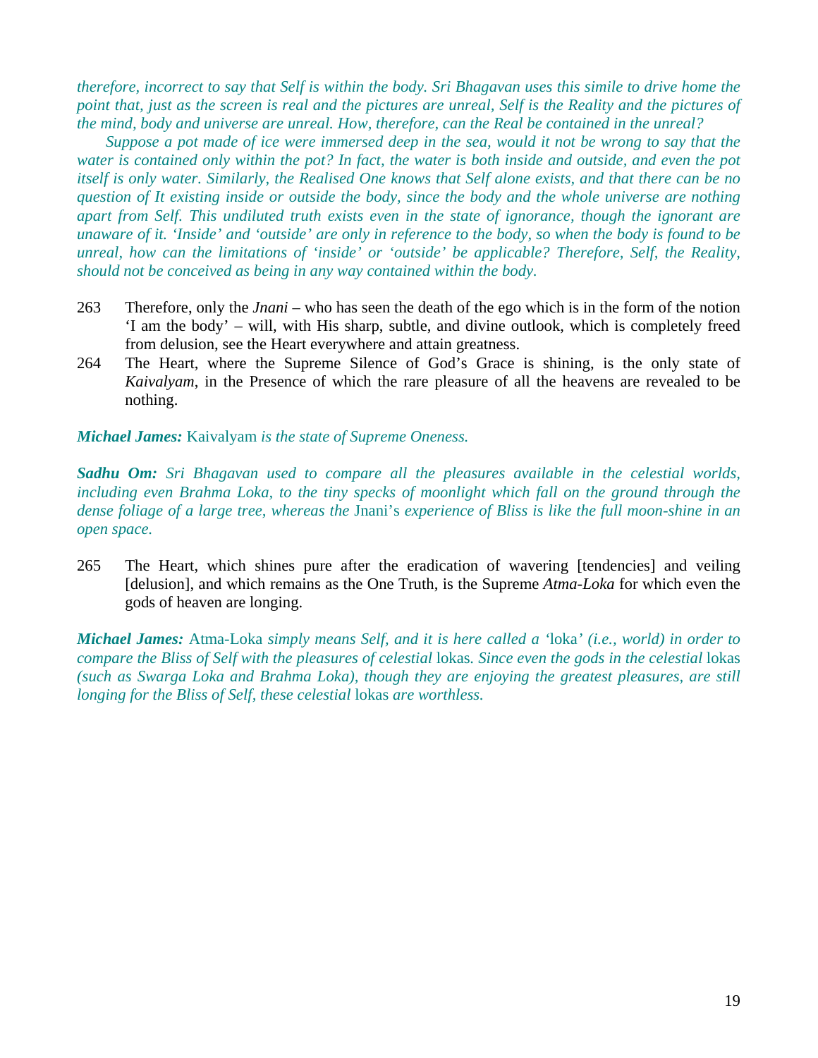*therefore, incorrect to say that Self is within the body. Sri Bhagavan uses this simile to drive home the point that, just as the screen is real and the pictures are unreal, Self is the Reality and the pictures of the mind, body and universe are unreal. How, therefore, can the Real be contained in the unreal?*

*Suppose a pot made of ice were immersed deep in the sea, would it not be wrong to say that the water is contained only within the pot? In fact, the water is both inside and outside, and even the pot itself is only water. Similarly, the Realised One knows that Self alone exists, and that there can be no question of It existing inside or outside the body, since the body and the whole universe are nothing apart from Self. This undiluted truth exists even in the state of ignorance, though the ignorant are unaware of it. 'Inside' and 'outside' are only in reference to the body, so when the body is found to be unreal, how can the limitations of 'inside' or 'outside' be applicable? Therefore, Self, the Reality, should not be conceived as being in any way contained within the body.*

263 Therefore, only the *Jnani* – who has seen the death of the ego which is in the form of the notion 'I am the body' – will, with His sharp, subtle, and divine outlook, which is completely freed from delusion, see the Heart everywhere and attain greatness.

264 The Heart, where the Supreme Silence of God's Grace is shining, is the only state of *Kaivalyam*, in the Presence of which the rare pleasure of all the heavens are revealed to be nothing.

***Michael James:*** Kaivalyam *is the state of Supreme Oneness.*

***Sadhu Om:*** *Sri Bhagavan used to compare all the pleasures available in the celestial worlds, including even Brahma Loka, to the tiny specks of moonlight which fall on the ground through the dense foliage of a large tree, whereas the* Jnani's *experience of Bliss is like the full moon-shine in an open space.*

265 The Heart, which shines pure after the eradication of wavering [tendencies] and veiling [delusion], and which remains as the One Truth, is the Supreme *Atma-Loka* for which even the gods of heaven are longing.

***Michael James:*** Atma-Loka *simply means Self, and it is here called a '*loka*' (i.e., world) in order to compare the Bliss of Self with the pleasures of celestial* lokas. *Since even the gods in the celestial* lokas *(such as Swarga Loka and Brahma Loka), though they are enjoying the greatest pleasures, are still longing for the Bliss of Self, these celestial* lokas *are worthless.*